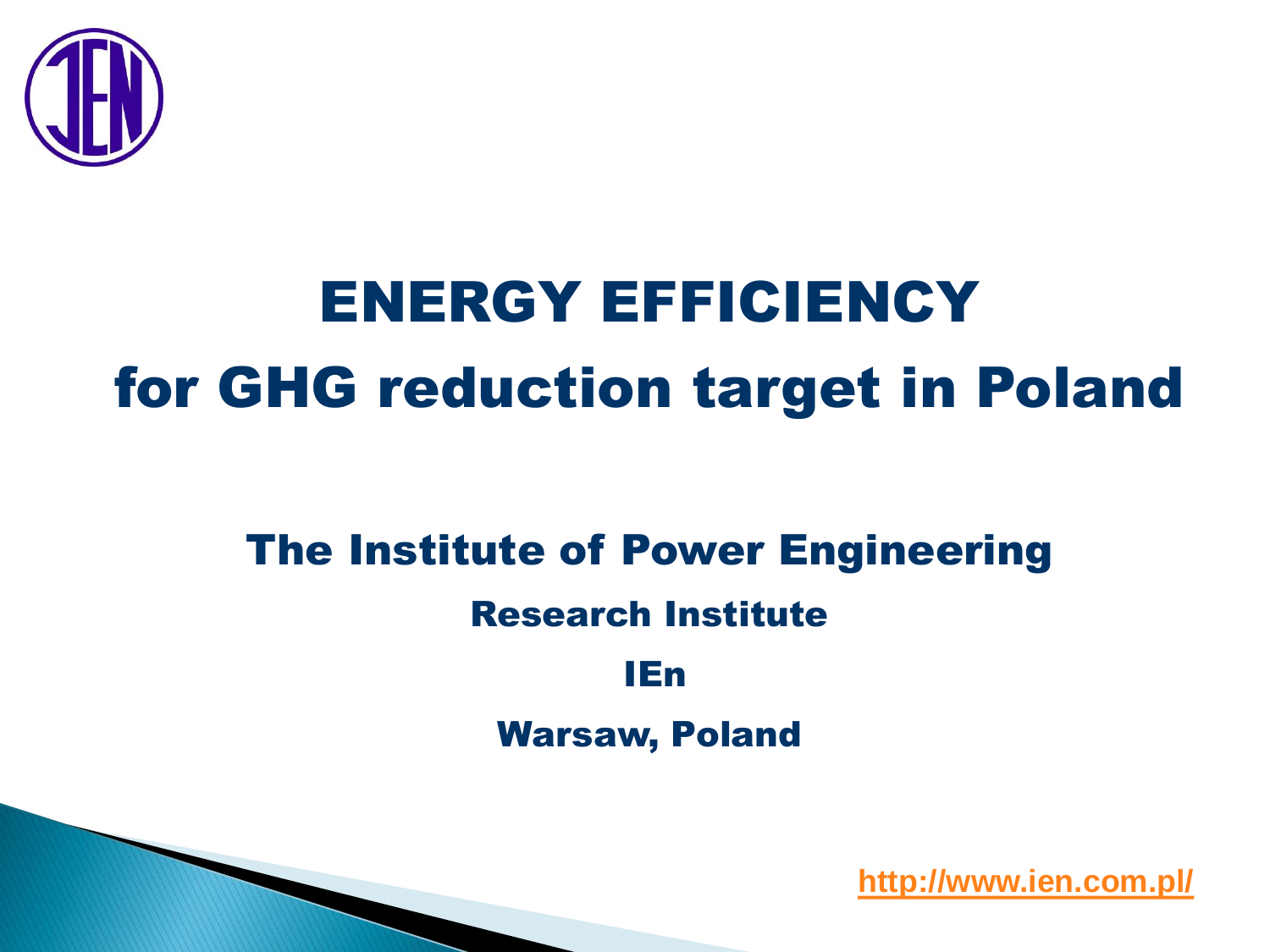# ENERGY EFFICIENCY for GHG reduction target in Poland

## The Institute of Power Engineering

### Research Institute

### IEn

### Warsaw, Poland

http://www.ien.com.pl/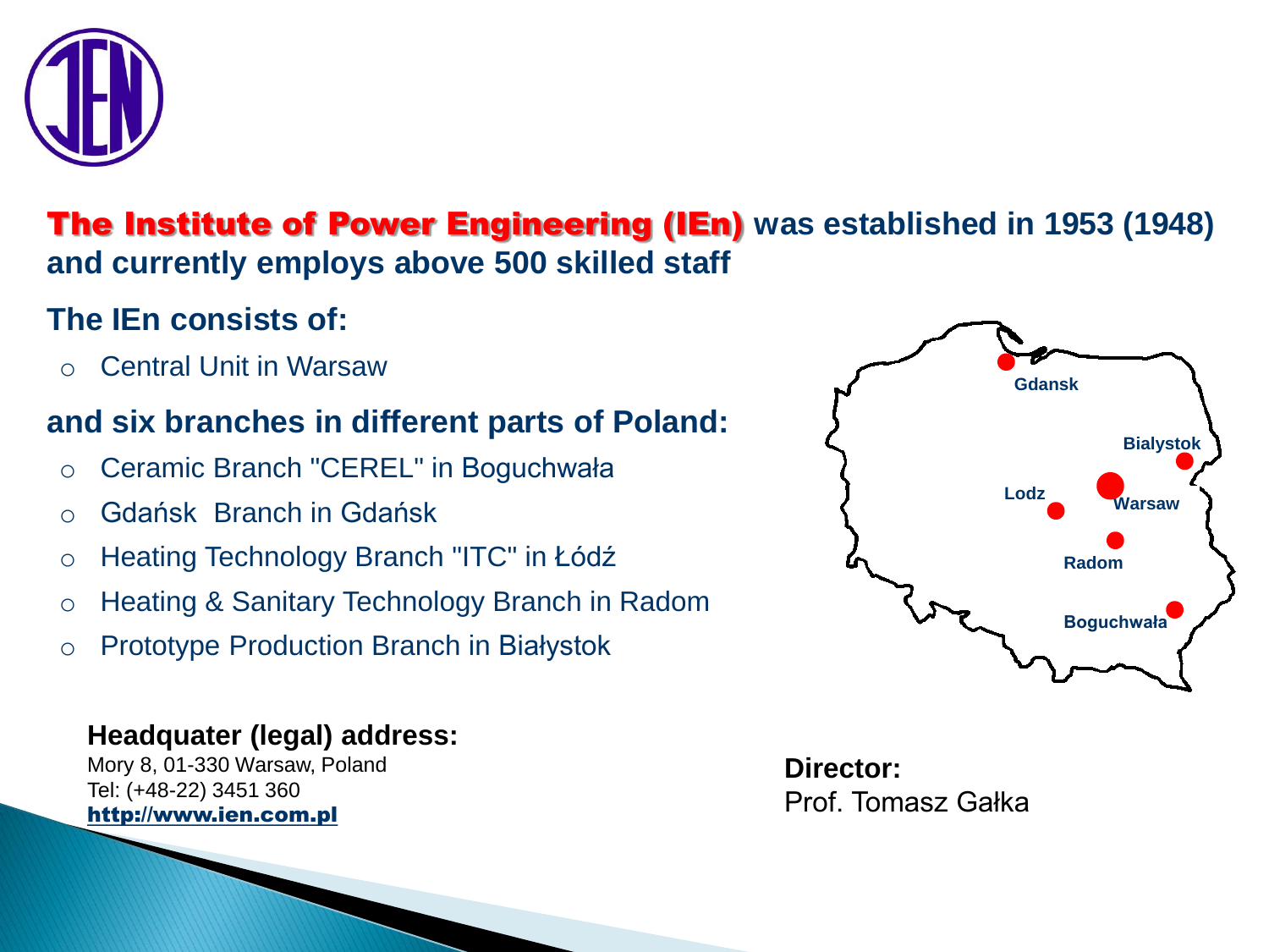**The Institute of Power Engineering (IEn)** was established in 1953 (1948) and currently employs above 500 skilled staff

## The IEn consists of:

- Central Unit in Warsaw

## and six branches in different parts of Poland:

- Ceramic Branch "CEREL" in Boguchwała
- Gdańsk Branch in Gdańsk
- Heating Technology Branch "ITC" in Łódź
- Heating & Sanitary Technology Branch in Radom
- Prototype Production Branch in Białystok

Gdansk

Bialystok

Lodz

Warsaw

Radom

Boguchwała

**Headquater (legal) address:**

Mory 8, 01-330 Warsaw, Poland

Tel: (+48-22) 3451 360

http://www.ien.com.pl

**Director:**

Prof. Tomasz Gałka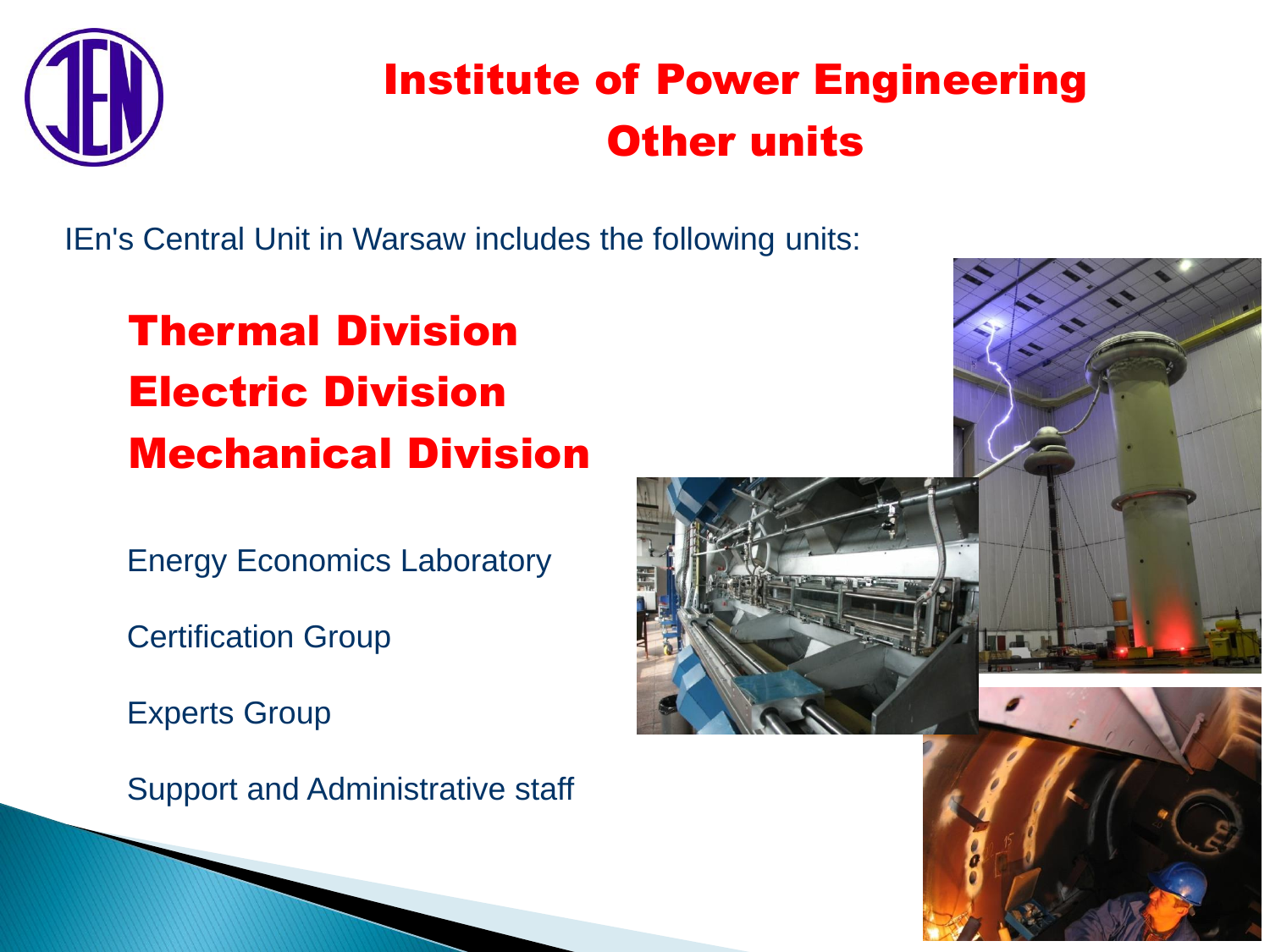# Institute of Power Engineering
## Other units

IEn's Central Unit in Warsaw includes the following units:

**Thermal Division**
**Electric Division**
**Mechanical Division**

Energy Economics Laboratory

Certification Group

Experts Group

Support and Administrative staff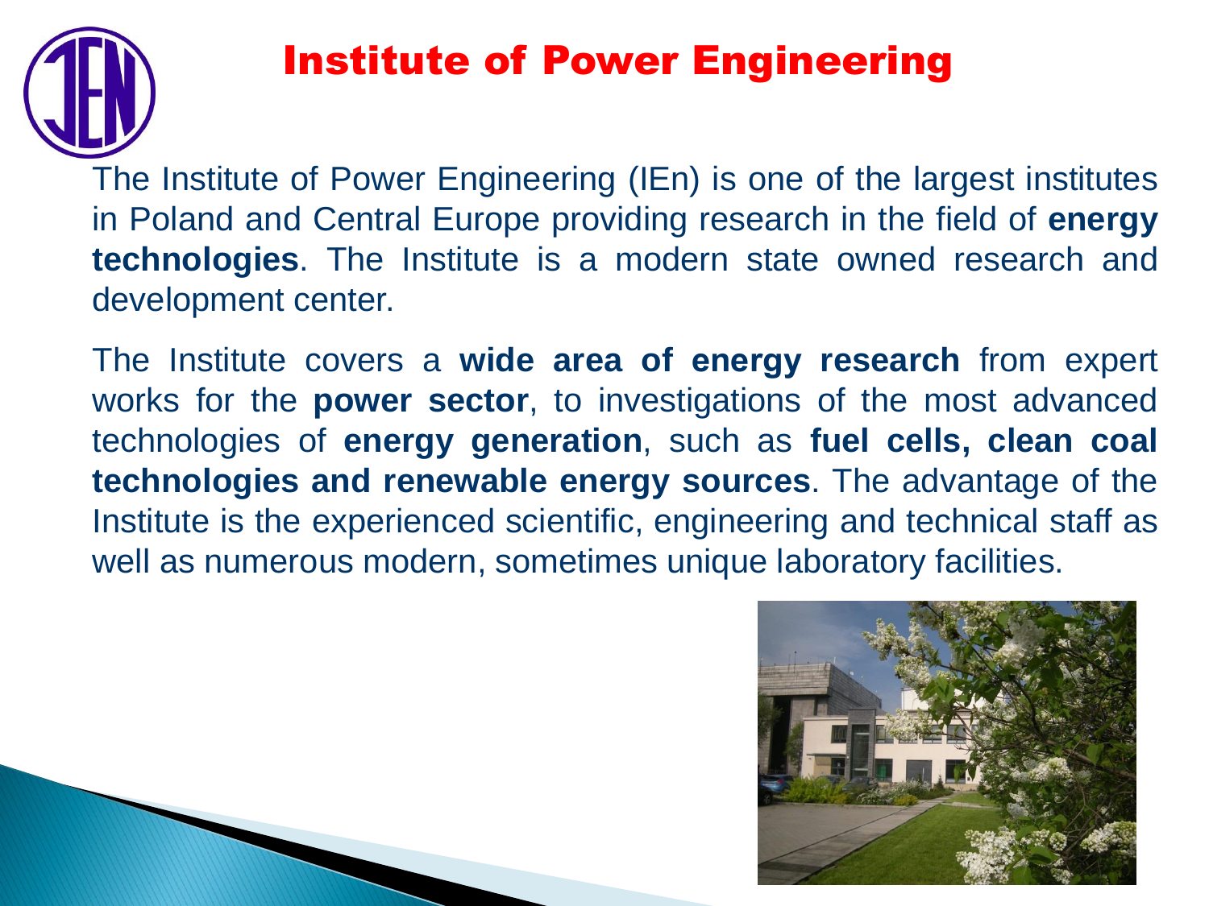# Institute of Power Engineering

The Institute of Power Engineering (IEn) is one of the largest institutes in Poland and Central Europe providing research in the field of **energy technologies**. The Institute is a modern state owned research and development center.

The Institute covers a **wide area of energy research** from expert works for the **power sector**, to investigations of the most advanced technologies of **energy generation**, such as **fuel cells, clean coal technologies and renewable energy sources**. The advantage of the Institute is the experienced scientific, engineering and technical staff as well as numerous modern, sometimes unique laboratory facilities.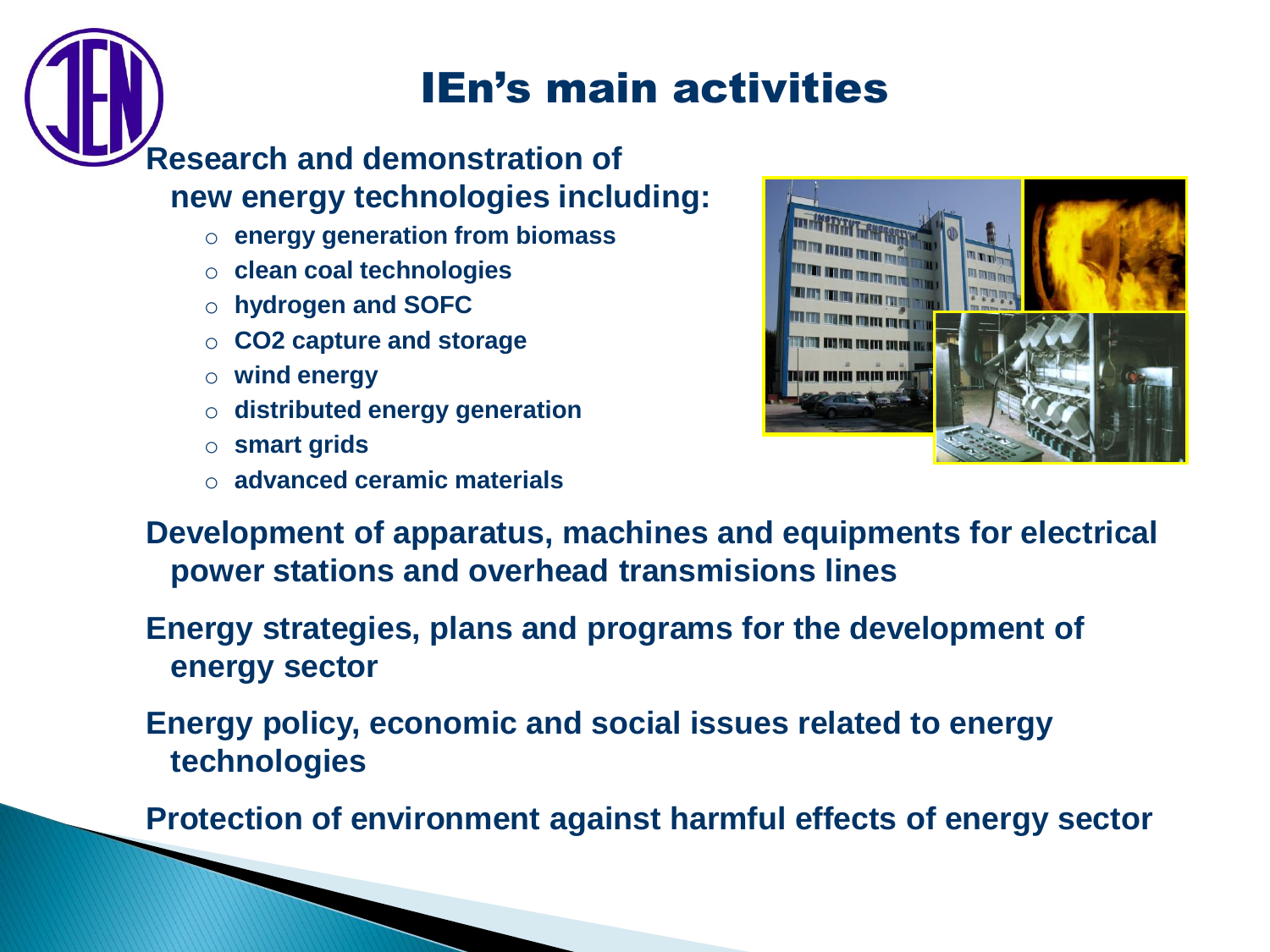# IEn's main activities

- **Research and demonstration of new energy technologies including:**
  - energy generation from biomass
  - clean coal technologies
  - hydrogen and SOFC
  - $CO_2$ capture and storage
  - wind energy
  - distributed energy generation
  - smart grids
  - advanced ceramic materials
- **Development of apparatus, machines and equipments for electrical power stations and overhead transmisions lines**
- **Energy strategies, plans and programs for the development of energy sector**
- **Energy policy, economic and social issues related to energy technologies**
- **Protection of environment against harmful effects of energy sector**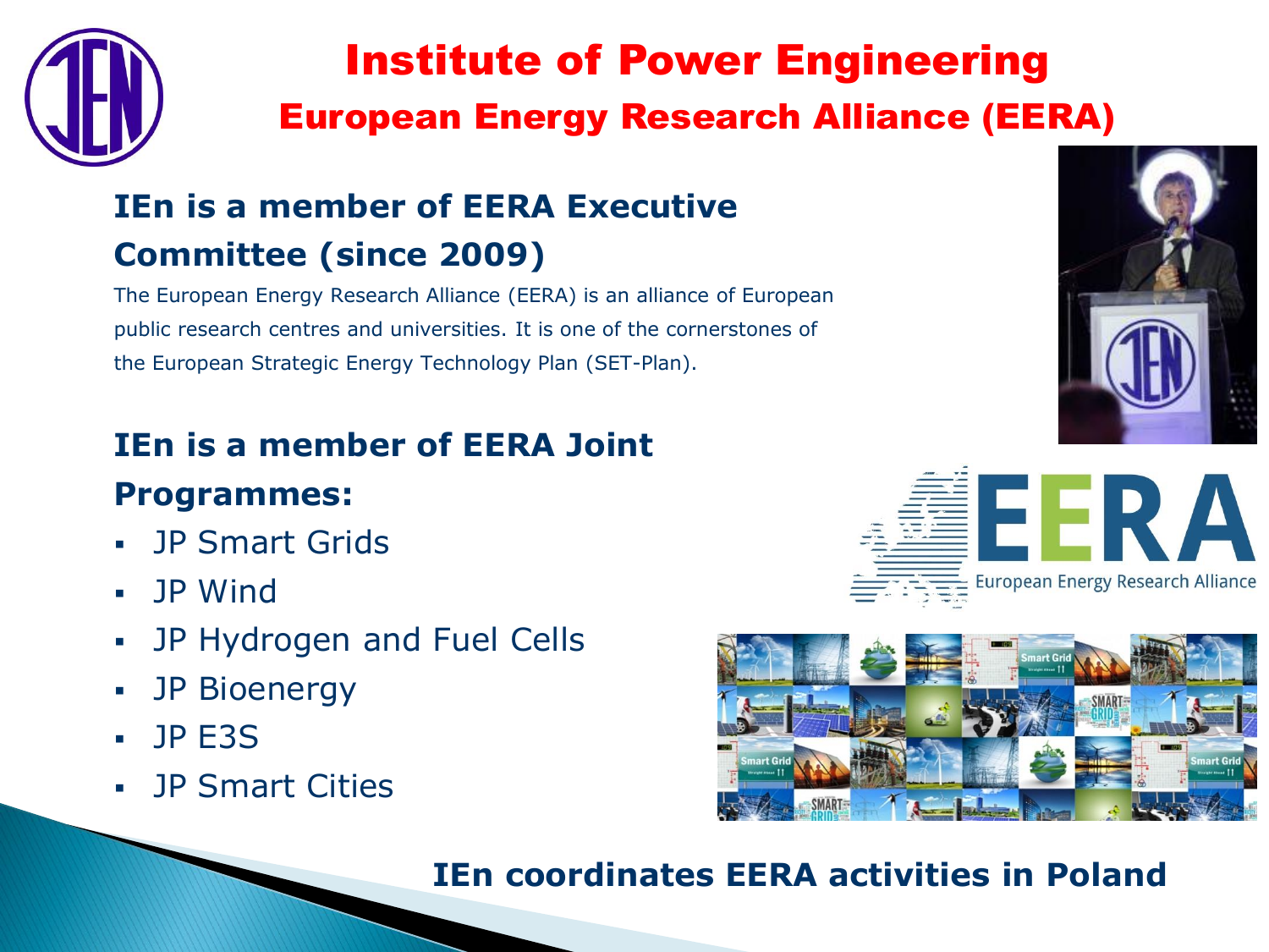# Institute of Power Engineering

## European Energy Research Alliance (EERA)

### IEn is a member of EERA Executive Committee (since 2009)

The European Energy Research Alliance (EERA) is an alliance of European public research centres and universities. It is one of the cornerstones of the European Strategic Energy Technology Plan (SET-Plan).

### IEn is a member of EERA Joint Programmes:

- JP Smart Grids
- JP Wind
- JP Hydrogen and Fuel Cells
- JP Bioenergy
- JP E3S
- JP Smart Cities

**IEn coordinates EERA activities in Poland**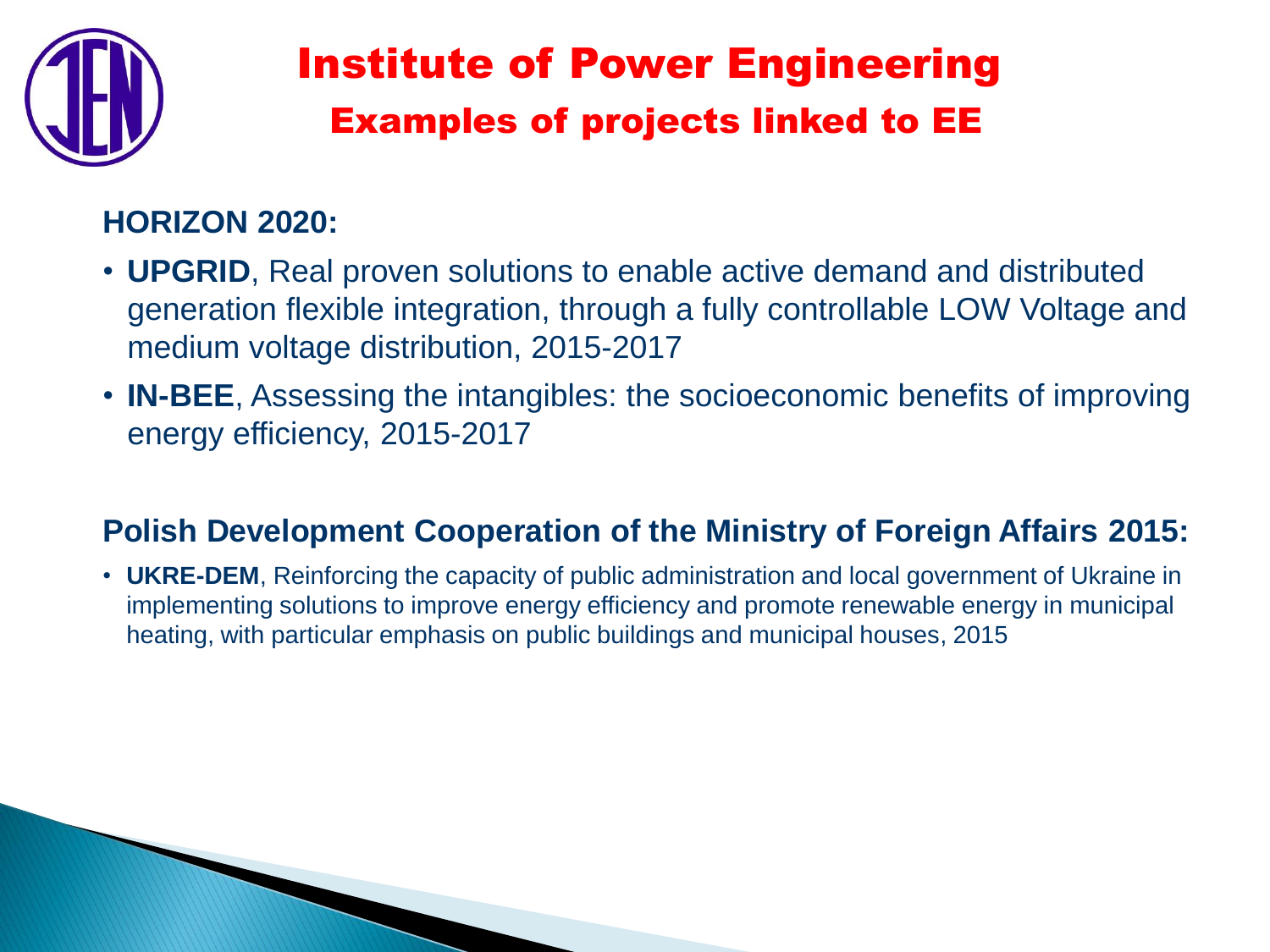# Institute of Power Engineering

## Examples of projects linked to EE

### HORIZON 2020:

- **UPGRID**, Real proven solutions to enable active demand and distributed generation flexible integration, through a fully controllable LOW Voltage and medium voltage distribution, 2015-2017
- **IN-BEE**, Assessing the intangibles: the socioeconomic benefits of improving energy efficiency, 2015-2017

### Polish Development Cooperation of the Ministry of Foreign Affairs 2015:

- **UKRE-DEM**, Reinforcing the capacity of public administration and local government of Ukraine in implementing solutions to improve energy efficiency and promote renewable energy in municipal heating, with particular emphasis on public buildings and municipal houses, 2015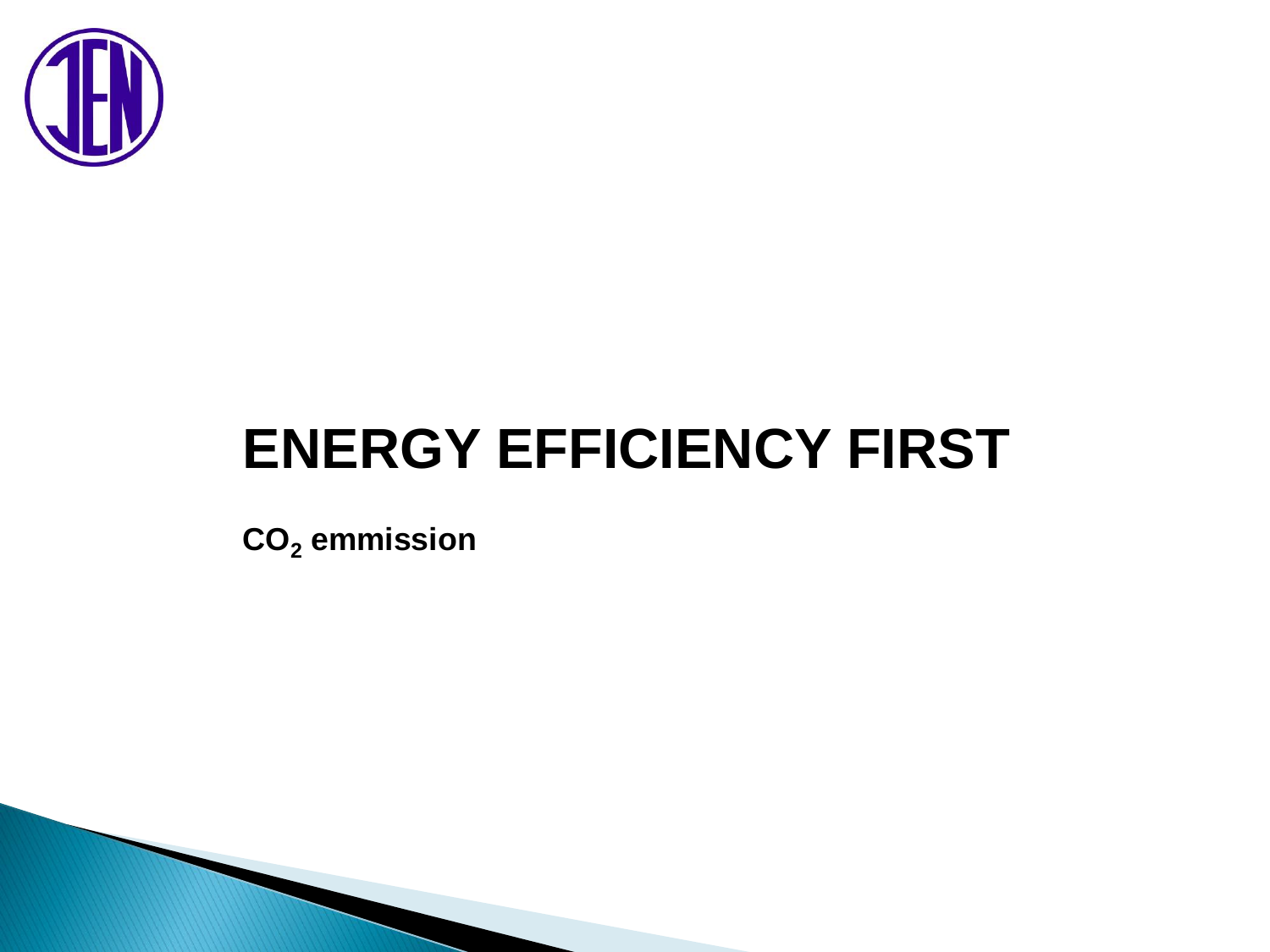# ENERGY EFFICIENCY FIRST

**$CO_2$ emmission**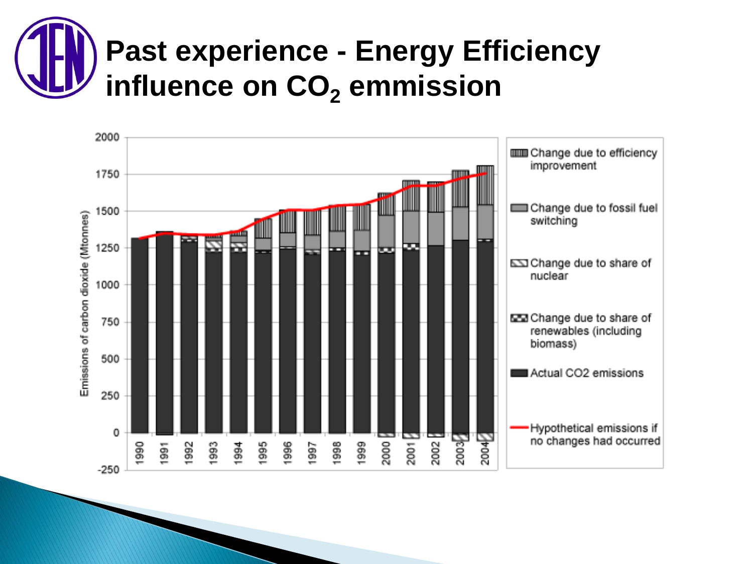# Past experience - Energy Efficiency influence on $CO_2$ emmission

Emissions of carbon dioxide (Mtonnes)

- Change due to efficiency improvement
- Change due to fossil fuel switching
- Change due to share of nuclear
- Change due to share of renewables (including biomass)
- Actual CO2 emissions
- Hypothetical emissions if no changes had occurred

Years: 1990, 1991, 1992, 1993, 1994, 1995, 1996, 1997, 1998, 1999, 2000, 2001, 2002, 2003, 2004

Axis: -250, 0, 250, 500, 750, 1000, 1250, 1500, 1750, 2000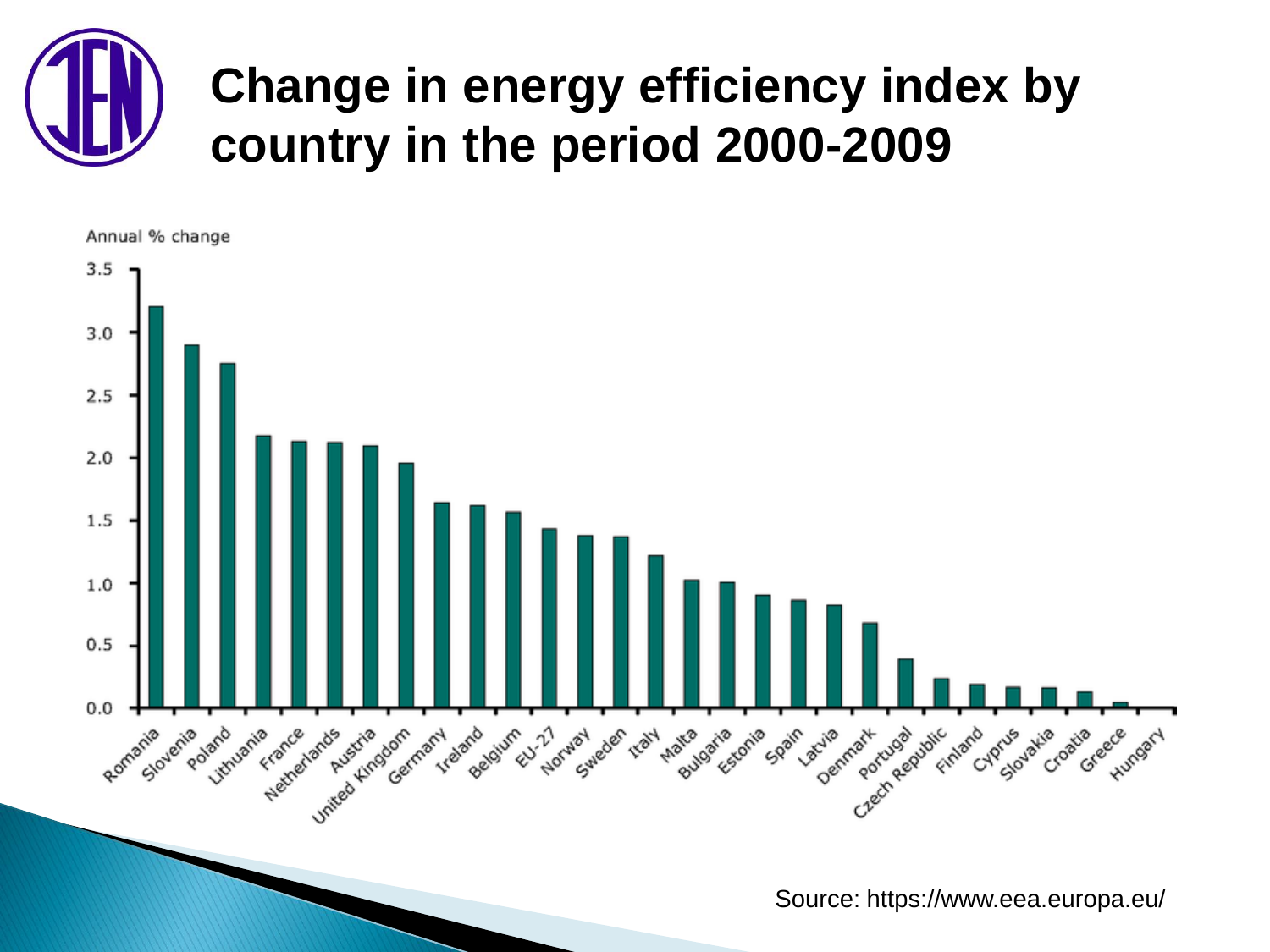# Change in energy efficiency index by country in the period 2000-2009

Annual % change

| Country | Annual % change |
|---|---|
| Romania | 3.2 |
| Slovenia | 2.9 |
| Poland | 2.75 |
| Lithuania | 2.18 |
| France | 2.13 |
| Netherlands | 2.12 |
| Austria | 2.1 |
| United Kingdom | 1.96 |
| Germany | 1.64 |
| Ireland | 1.62 |
| Belgium | 1.57 |
| EU-27 | 1.43 |
| Norway | 1.38 |
| Sweden | 1.37 |
| Italy | 1.22 |
| Malta | 1.02 |
| Bulgaria | 1.0 |
| Estonia | 0.9 |
| Spain | 0.86 |
| Latvia | 0.82 |
| Denmark | 0.68 |
| Portugal | 0.39 |
| Czech Republic | 0.23 |
| Finland | 0.18 |
| Cyprus | 0.16 |
| Slovakia | 0.16 |
| Croatia | 0.13 |
| Greece | 0.04 |
| Hungary | 0.0 |

Source: https://www.eea.europa.eu/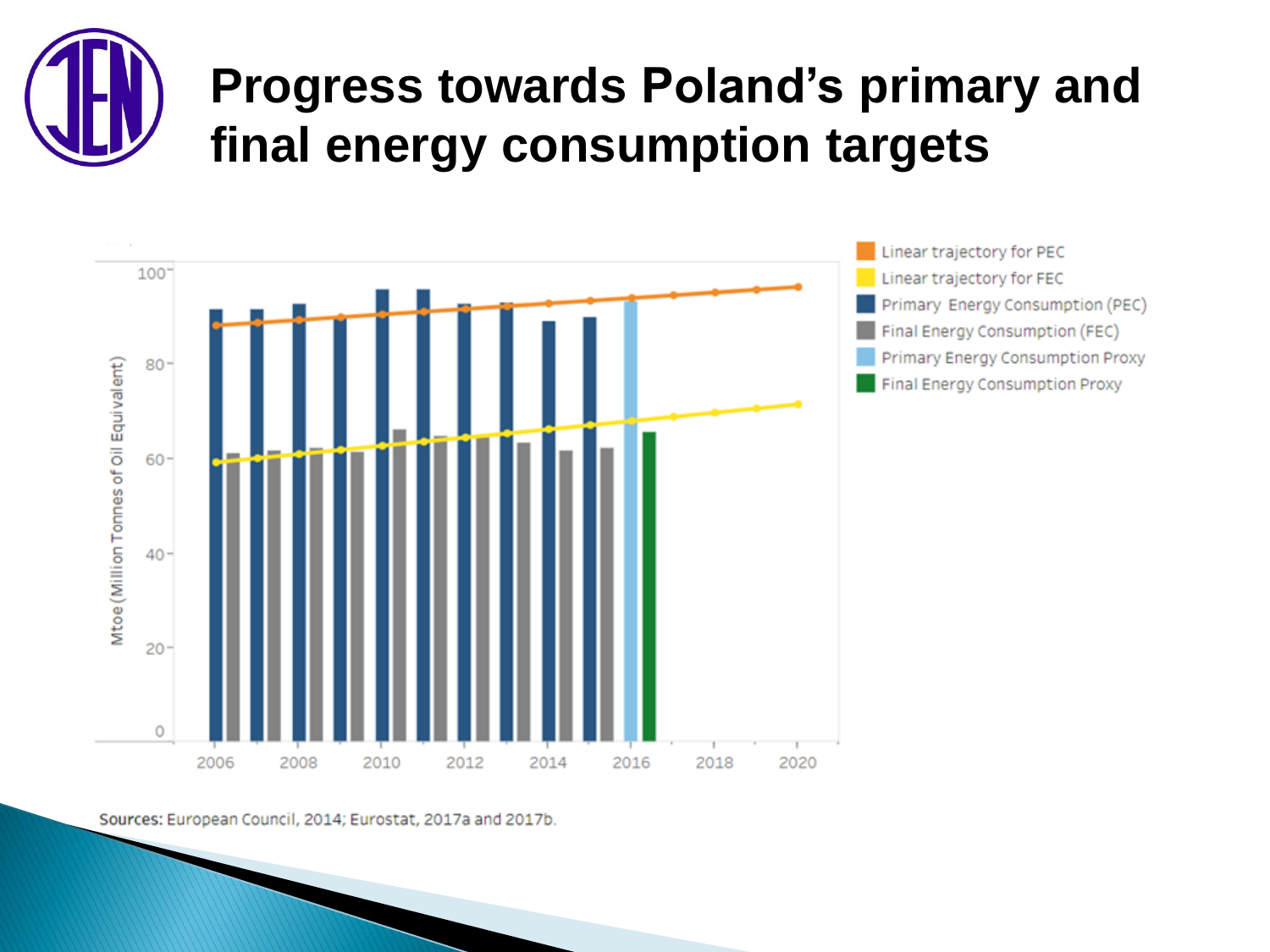# Progress towards Poland's primary and final energy consumption targets

Sources: European Council, 2014; Eurostat, 2017a and 2017b.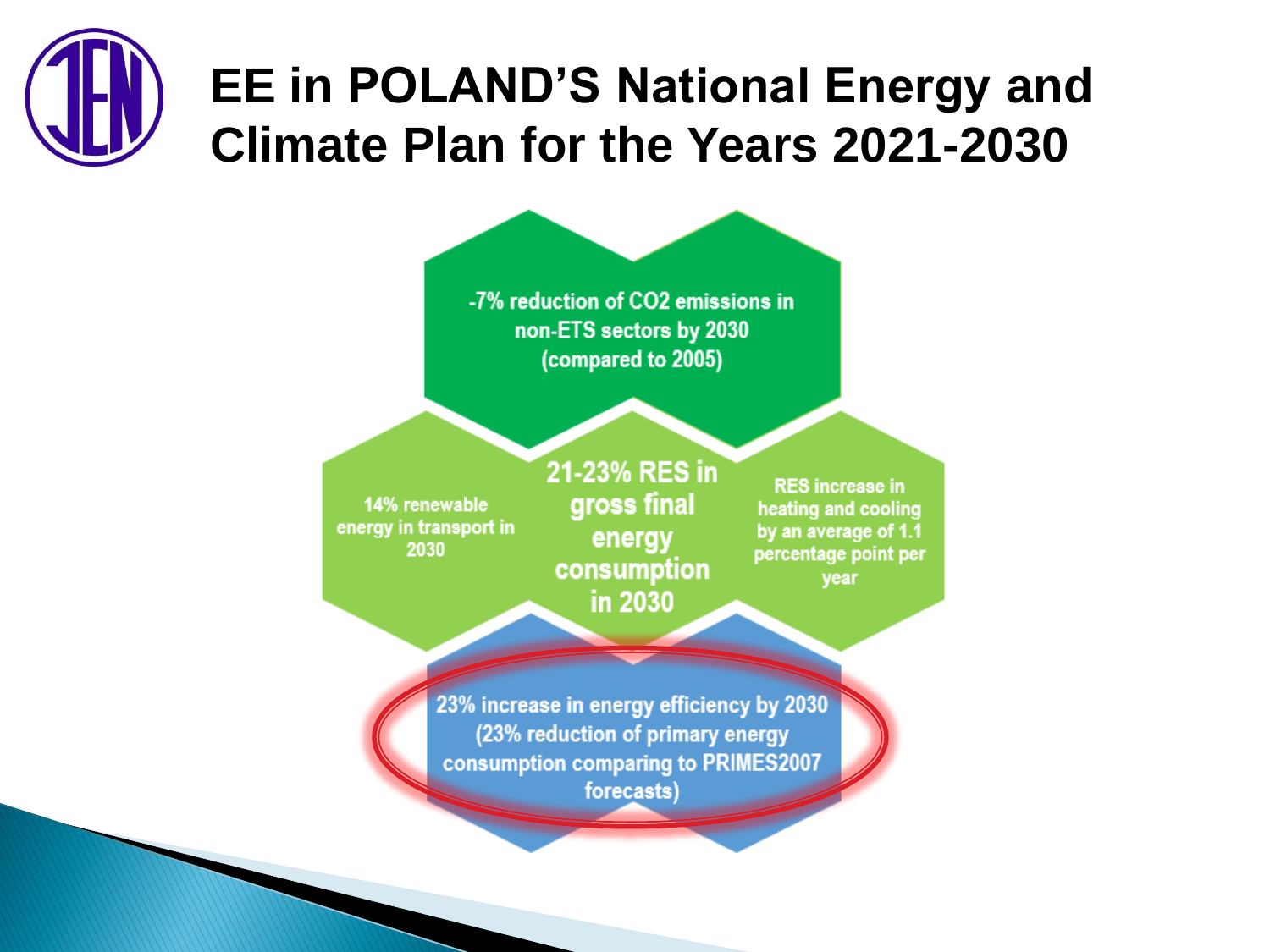# EE in POLAND'S National Energy and Climate Plan for the Years 2021-2030

-7% reduction of $CO_2$ emissions in non-ETS sectors by 2030 (compared to 2005)

14% renewable energy in transport in 2030

**21-23% RES in gross final energy consumption in 2030**

RES increase in heating and cooling by an average of 1.1 percentage point per year

23% increase in energy efficiency by 2030 (23% reduction of primary energy consumption comparing to PRIMES2007 forecasts)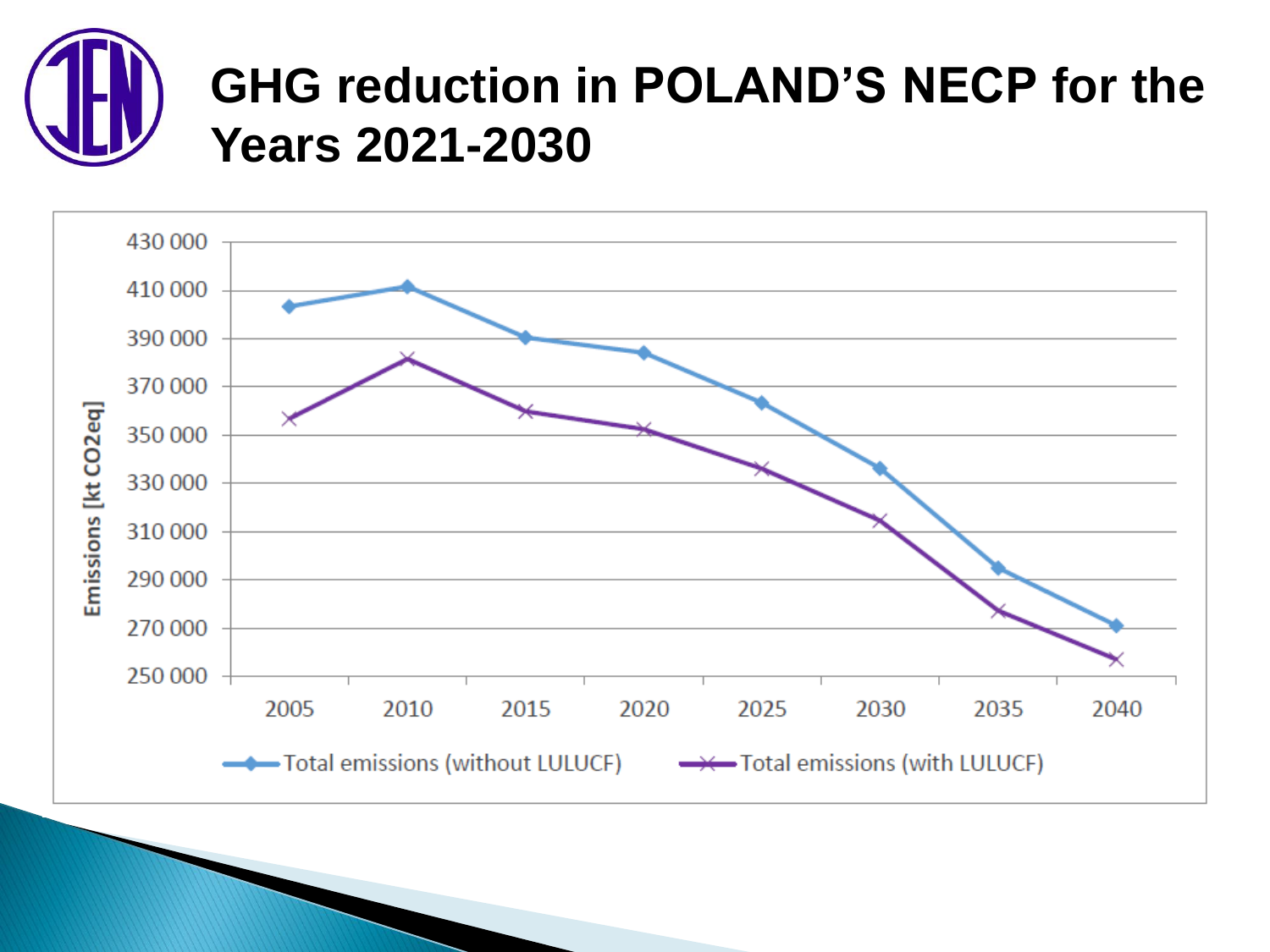# GHG reduction in POLAND'S NECP for the Years 2021-2030

Emissions [kt CO2eq]

430 000
410 000
390 000
370 000
350 000
330 000
310 000
290 000
270 000
250 000

2005 2010 2015 2020 2025 2030 2035 2040

Total emissions (without LULUCF) Total emissions (with LULUCF)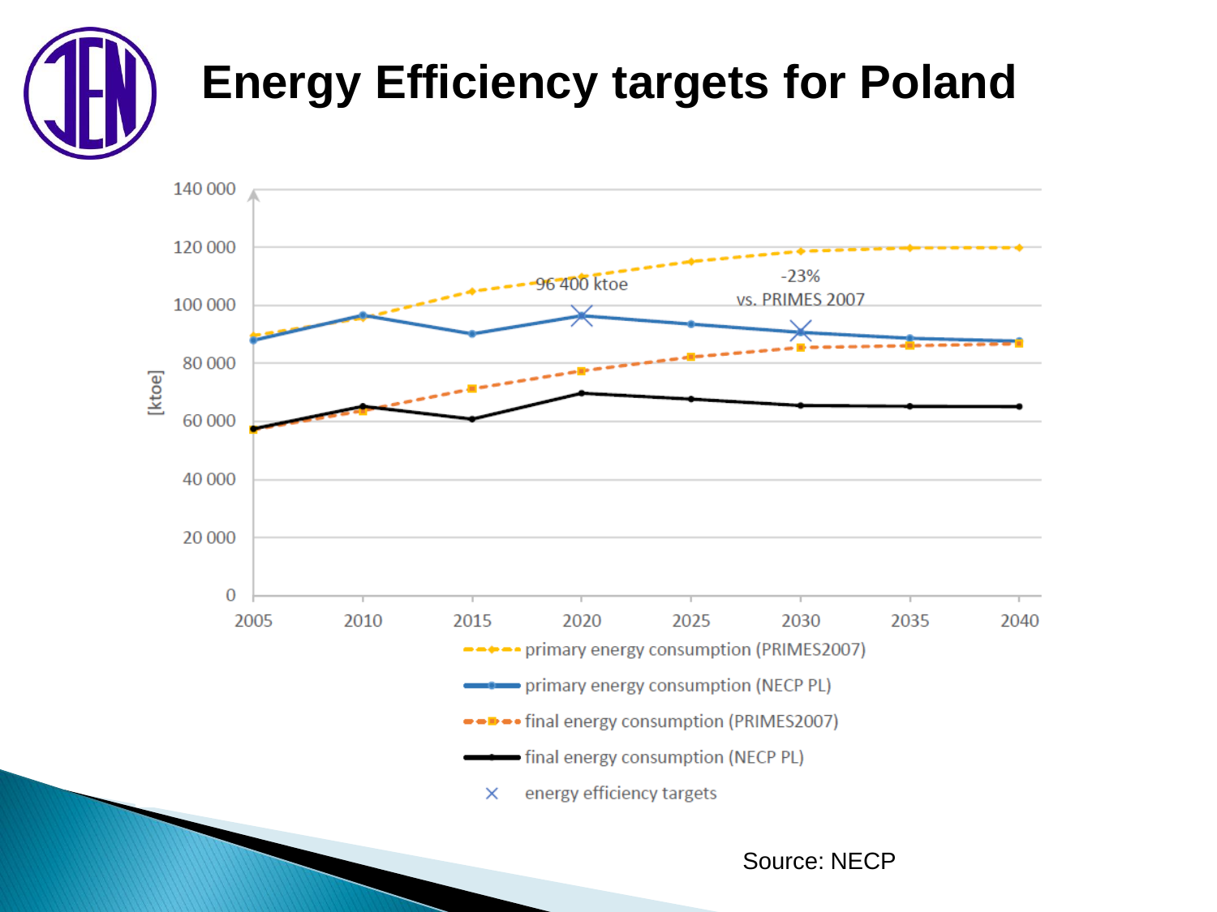# Energy Efficiency targets for Poland

[ktoe]

140 000
120 000
100 000
80 000
60 000
40 000
20 000
0

2005 2010 2015 2020 2025 2030 2035 2040

96 400 ktoe

-23%
vs. PRIMES 2007

- primary energy consumption (PRIMES2007)
- primary energy consumption (NECP PL)
- final energy consumption (PRIMES2007)
- final energy consumption (NECP PL)
- × energy efficiency targets

Source: NECP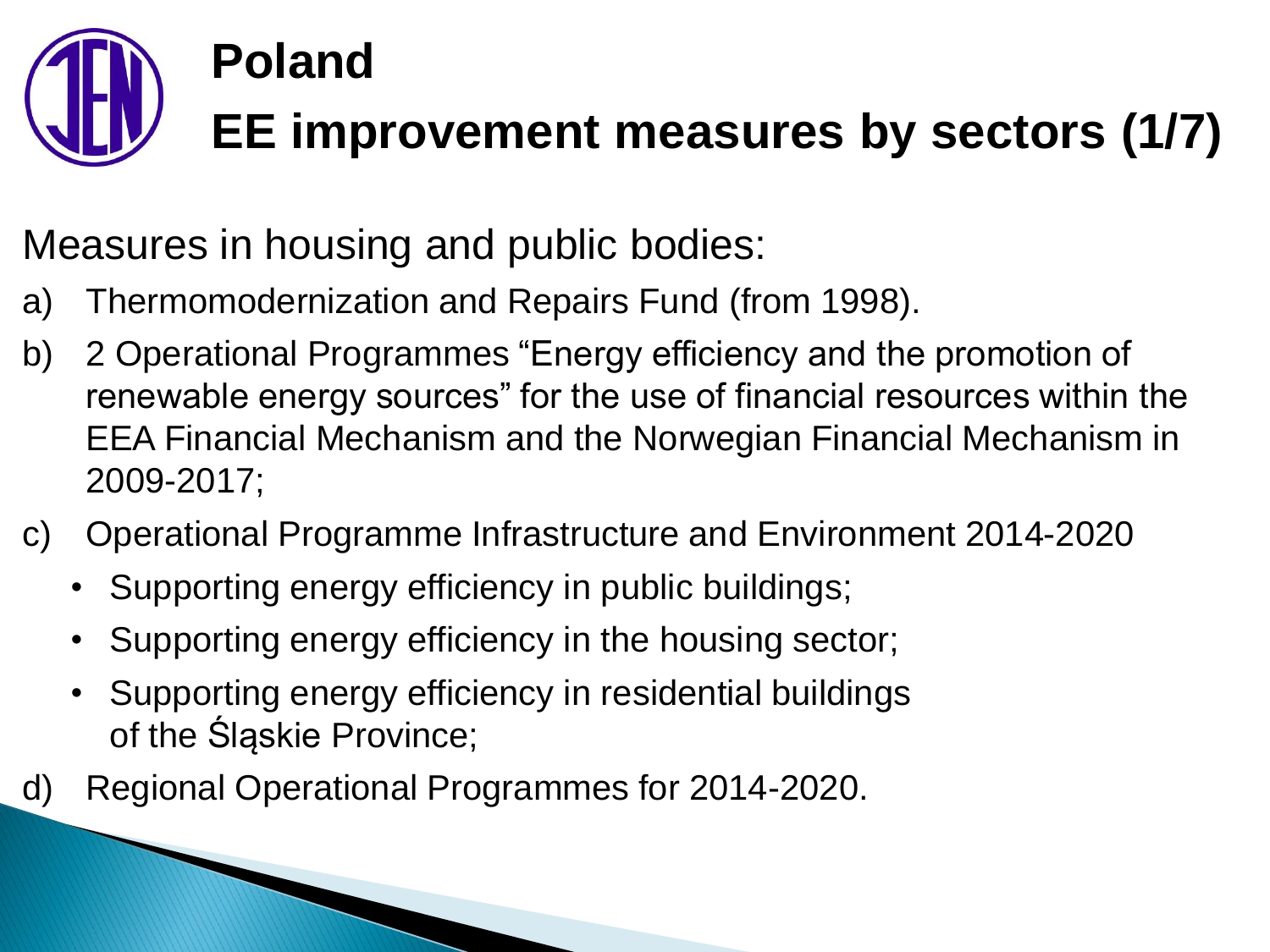# Poland

## EE improvement measures by sectors (1/7)

Measures in housing and public bodies:

a) Thermomodernization and Repairs Fund (from 1998).

b) 2 Operational Programmes “Energy efficiency and the promotion of renewable energy sources” for the use of financial resources within the EEA Financial Mechanism and the Norwegian Financial Mechanism in 2009-2017;

c) Operational Programme Infrastructure and Environment 2014-2020
   - Supporting energy efficiency in public buildings;
   - Supporting energy efficiency in the housing sector;
   - Supporting energy efficiency in residential buildings of the Śląskie Province;

d) Regional Operational Programmes for 2014-2020.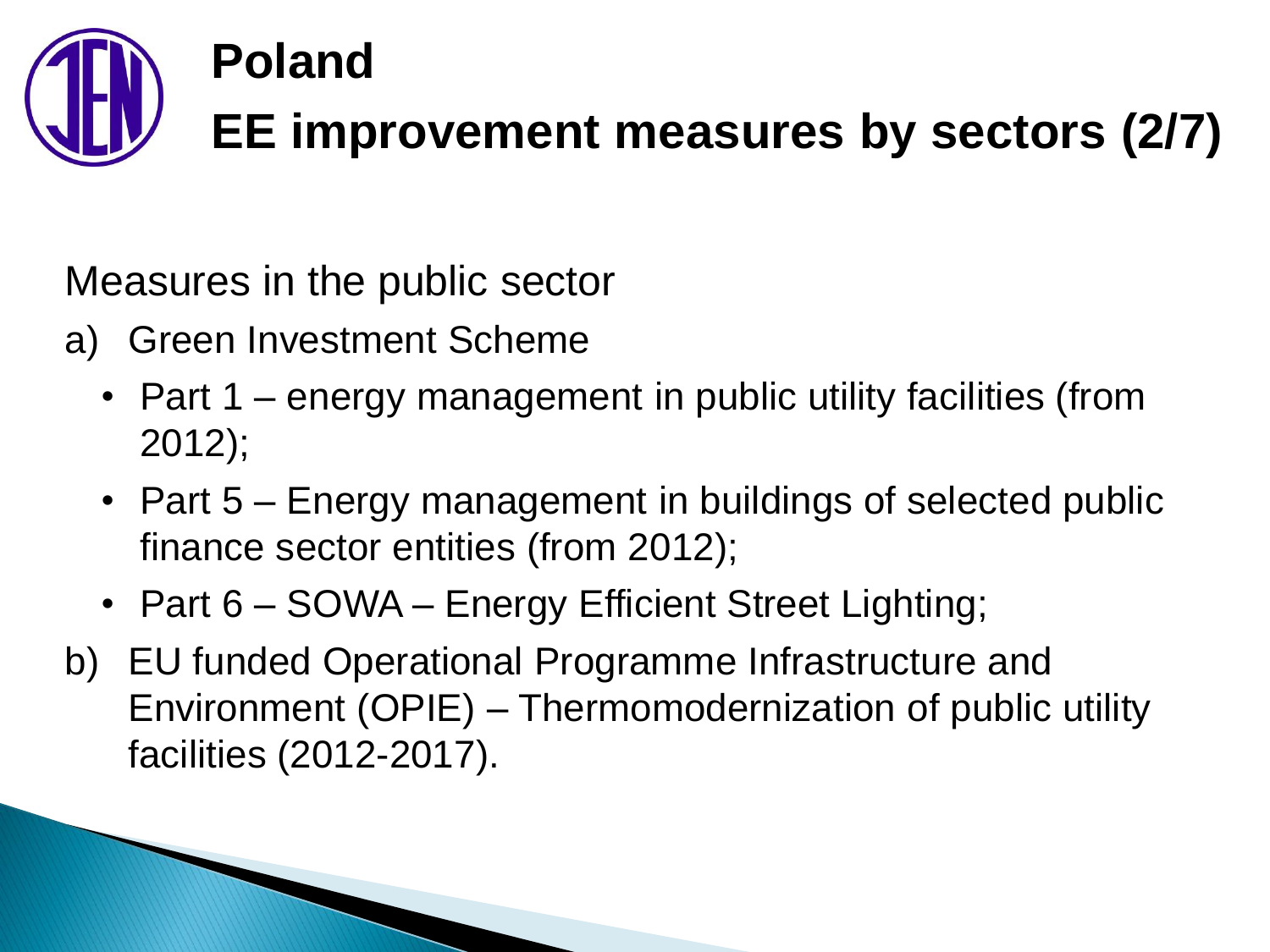# Poland

## EE improvement measures by sectors (2/7)

Measures in the public sector

a) Green Investment Scheme
   - Part 1 – energy management in public utility facilities (from 2012);
   - Part 5 – Energy management in buildings of selected public finance sector entities (from 2012);
   - Part 6 – SOWA – Energy Efficient Street Lighting;

b) EU funded Operational Programme Infrastructure and Environment (OPIE) – Thermomodernization of public utility facilities (2012-2017).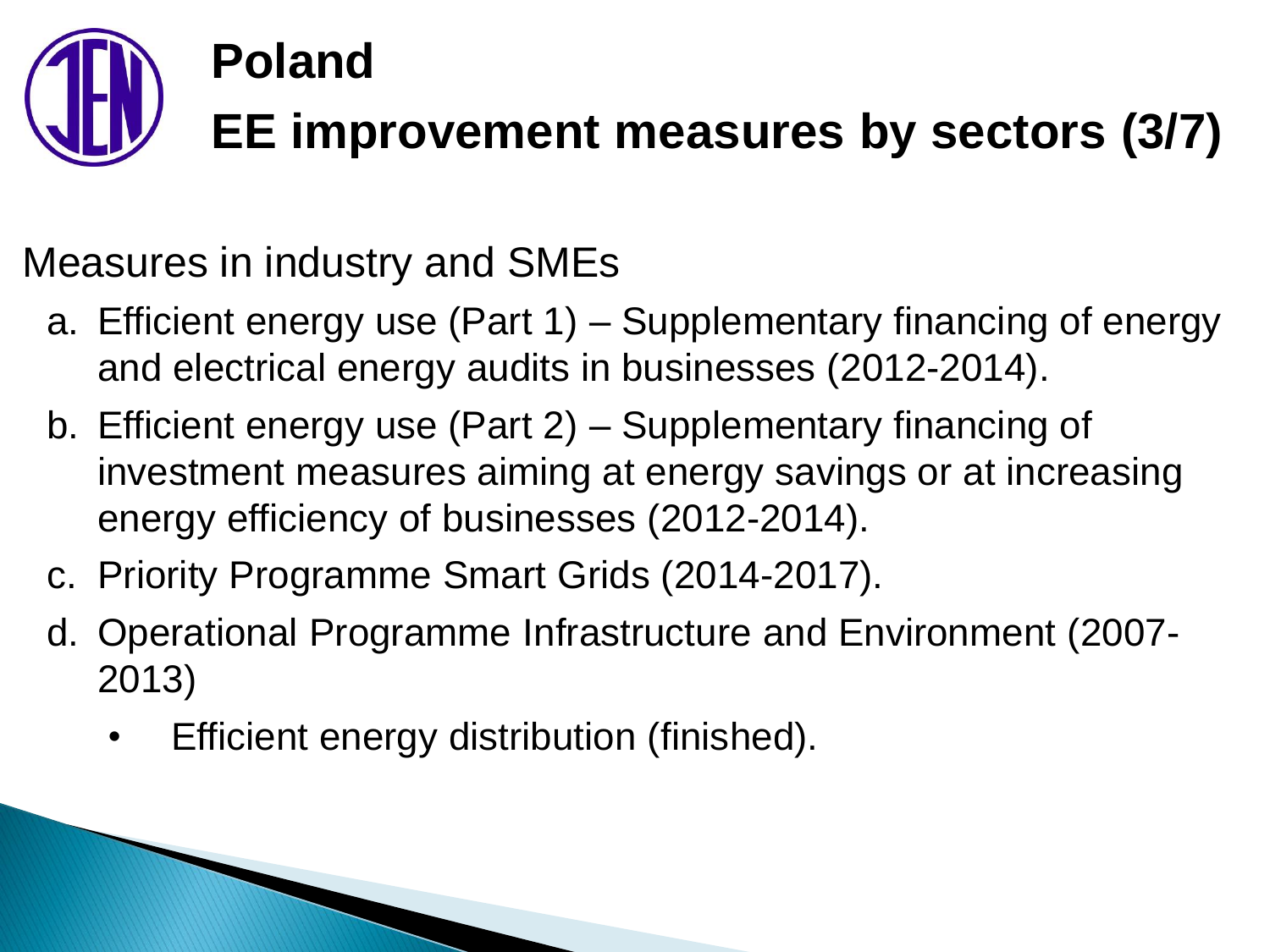# Poland

## EE improvement measures by sectors (3/7)

Measures in industry and SMEs

a. Efficient energy use (Part 1) – Supplementary financing of energy and electrical energy audits in businesses (2012-2014).
b. Efficient energy use (Part 2) – Supplementary financing of investment measures aiming at energy savings or at increasing energy efficiency of businesses (2012-2014).
c. Priority Programme Smart Grids (2014-2017).
d. Operational Programme Infrastructure and Environment (2007-2013)
    - Efficient energy distribution (finished).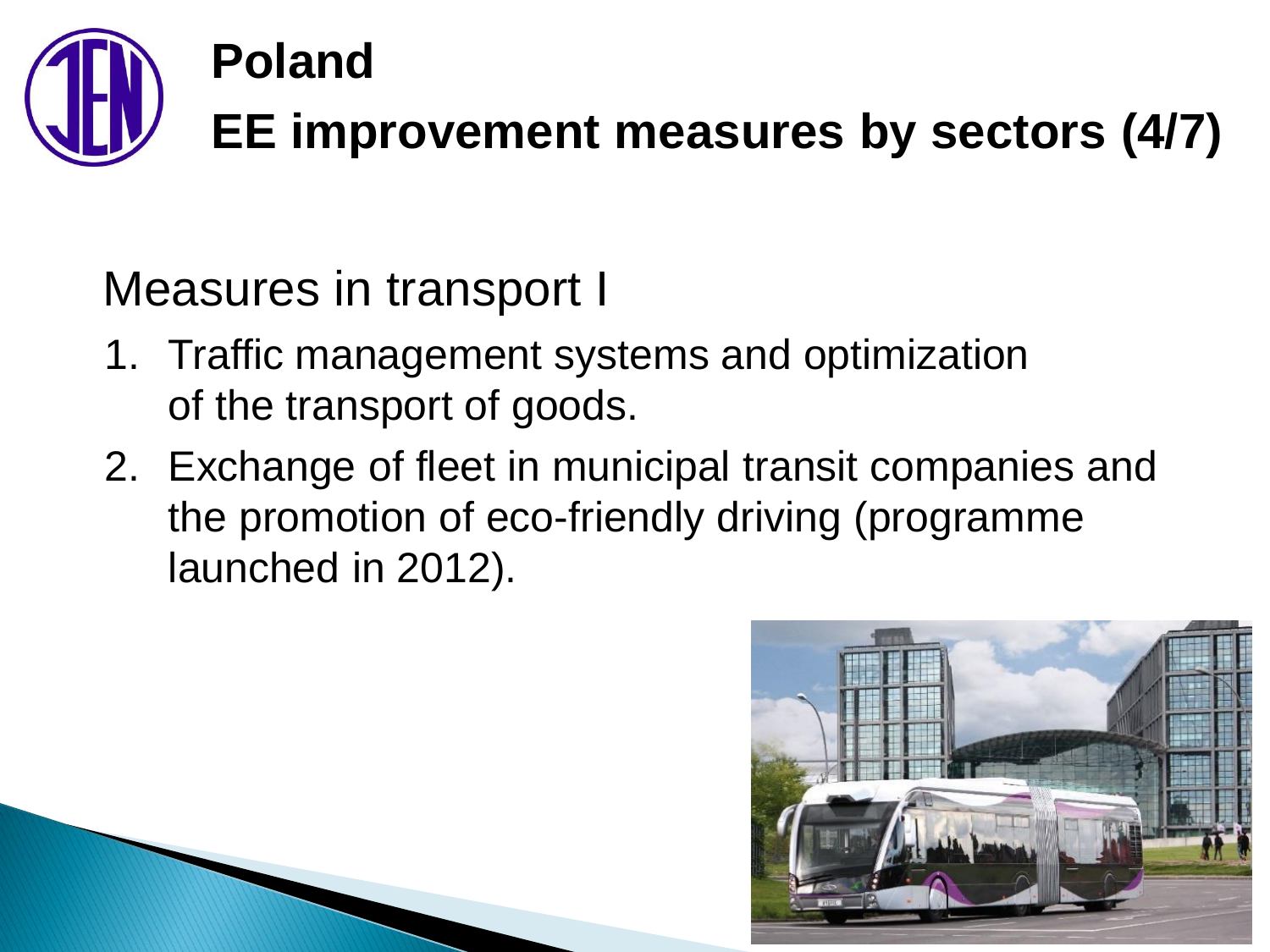# Poland

## EE improvement measures by sectors (4/7)

### Measures in transport I

1. Traffic management systems and optimization of the transport of goods.
2. Exchange of fleet in municipal transit companies and the promotion of eco-friendly driving (programme launched in 2012).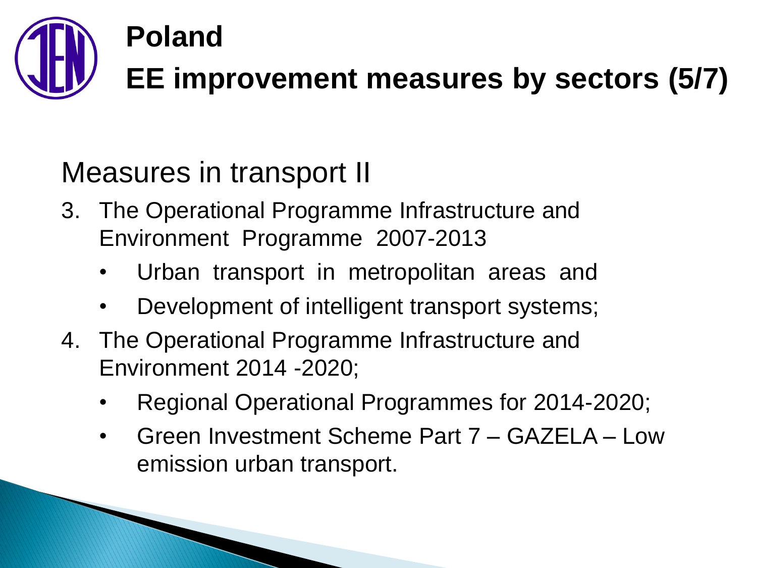# Poland

# EE improvement measures by sectors (5/7)

## Measures in transport II

3. The Operational Programme Infrastructure and Environment Programme 2007-2013
   - Urban transport in metropolitan areas and
   - Development of intelligent transport systems;
4. The Operational Programme Infrastructure and Environment 2014 -2020;
   - Regional Operational Programmes for 2014-2020;
   - Green Investment Scheme Part 7 – GAZELA – Low emission urban transport.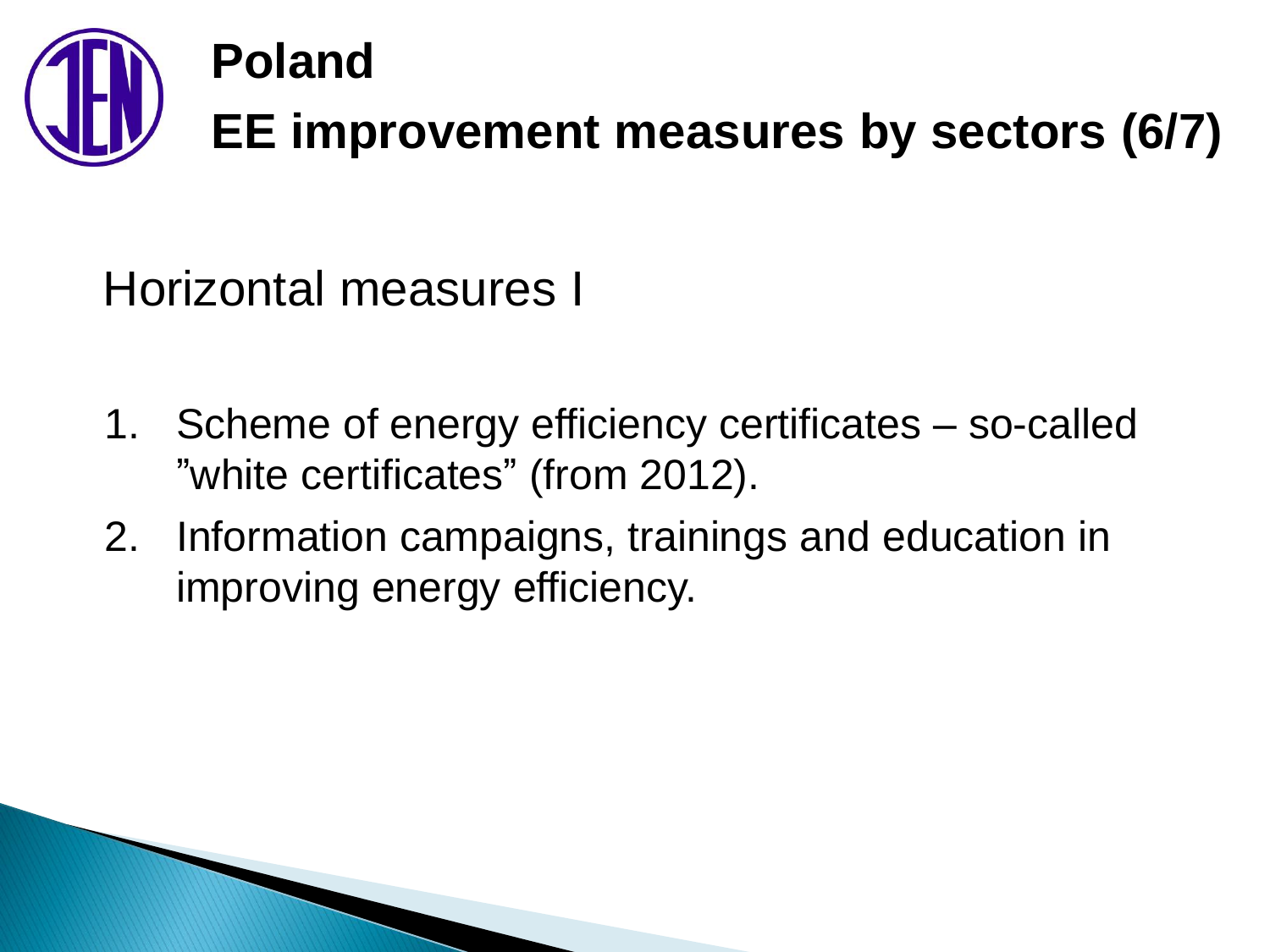# Poland

# EE improvement measures by sectors (6/7)

## Horizontal measures I

1. Scheme of energy efficiency certificates – so-called ”white certificates” (from 2012).
2. Information campaigns, trainings and education in improving energy efficiency.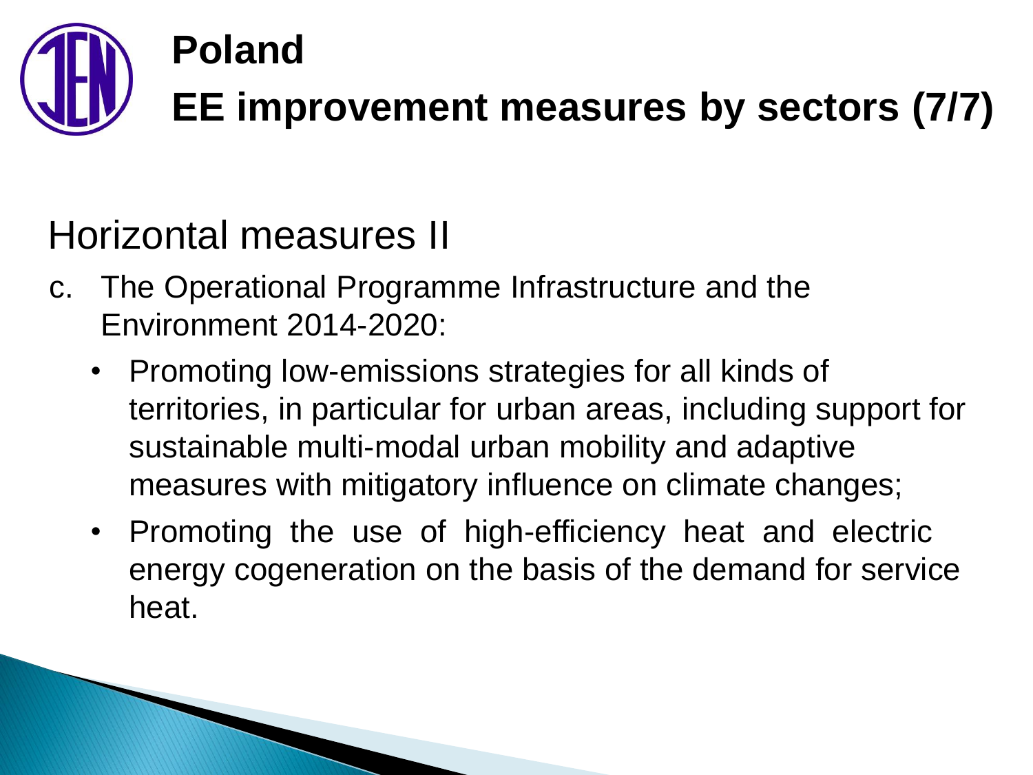# Poland

# EE improvement measures by sectors (7/7)

## Horizontal measures II

c. The Operational Programme Infrastructure and the Environment 2014-2020:

- Promoting low-emissions strategies for all kinds of territories, in particular for urban areas, including support for sustainable multi-modal urban mobility and adaptive measures with mitigatory influence on climate changes;
- Promoting the use of high-efficiency heat and electric energy cogeneration on the basis of the demand for service heat.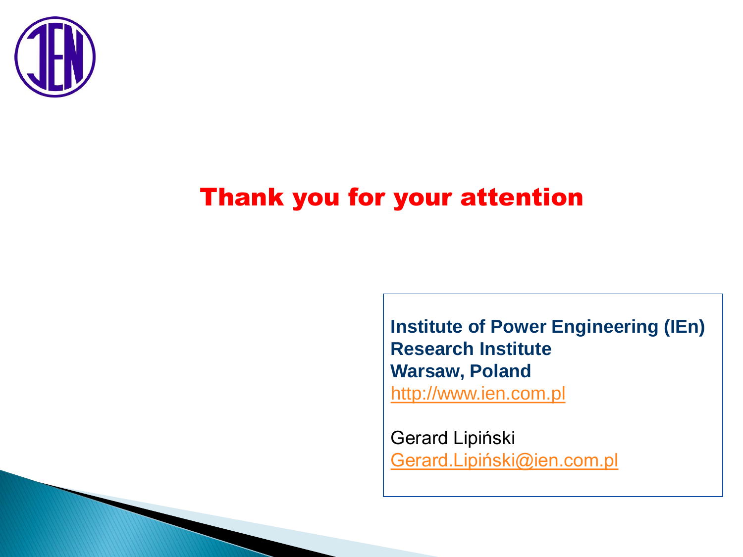# Thank you for your attention

**Institute of Power Engineering (IEn)**
**Research Institute**
**Warsaw, Poland**
http://www.ien.com.pl

Gerard Lipiński
Gerard.Lipiński@ien.com.pl